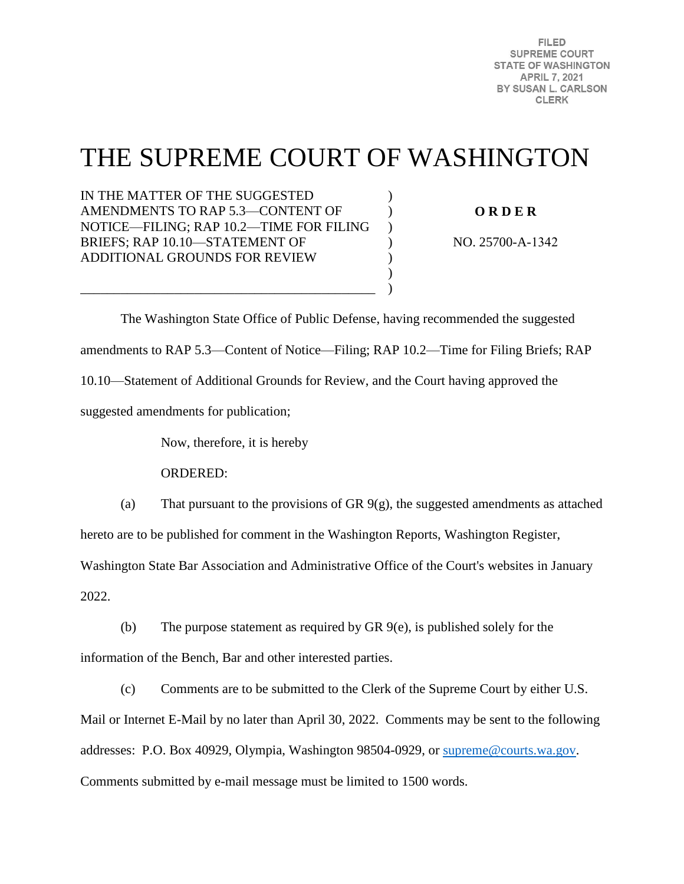FILED
SUPREME COURT
STATE OF WASHINGTON
APRIL 7, 2021
BY SUSAN L. CARLSON
CLERK

# THE SUPREME COURT OF WASHINGTON

IN THE MATTER OF THE SUGGESTED AMENDMENTS TO RAP 5.3—CONTENT OF NOTICE—FILING; RAP 10.2—TIME FOR FILING BRIEFS; RAP 10.10—STATEMENT OF ADDITIONAL GROUNDS FOR REVIEW

**O R D E R**

NO. 25700-A-1342

The Washington State Office of Public Defense, having recommended the suggested amendments to RAP 5.3—Content of Notice—Filing; RAP 10.2—Time for Filing Briefs; RAP 10.10—Statement of Additional Grounds for Review, and the Court having approved the suggested amendments for publication;

Now, therefore, it is hereby

ORDERED:

(a) That pursuant to the provisions of GR 9(g), the suggested amendments as attached hereto are to be published for comment in the Washington Reports, Washington Register, Washington State Bar Association and Administrative Office of the Court's websites in January 2022.

(b) The purpose statement as required by GR 9(e), is published solely for the information of the Bench, Bar and other interested parties.

(c) Comments are to be submitted to the Clerk of the Supreme Court by either U.S. Mail or Internet E-Mail by no later than April 30, 2022. Comments may be sent to the following addresses: P.O. Box 40929, Olympia, Washington 98504-0929, or supreme@courts.wa.gov. Comments submitted by e-mail message must be limited to 1500 words.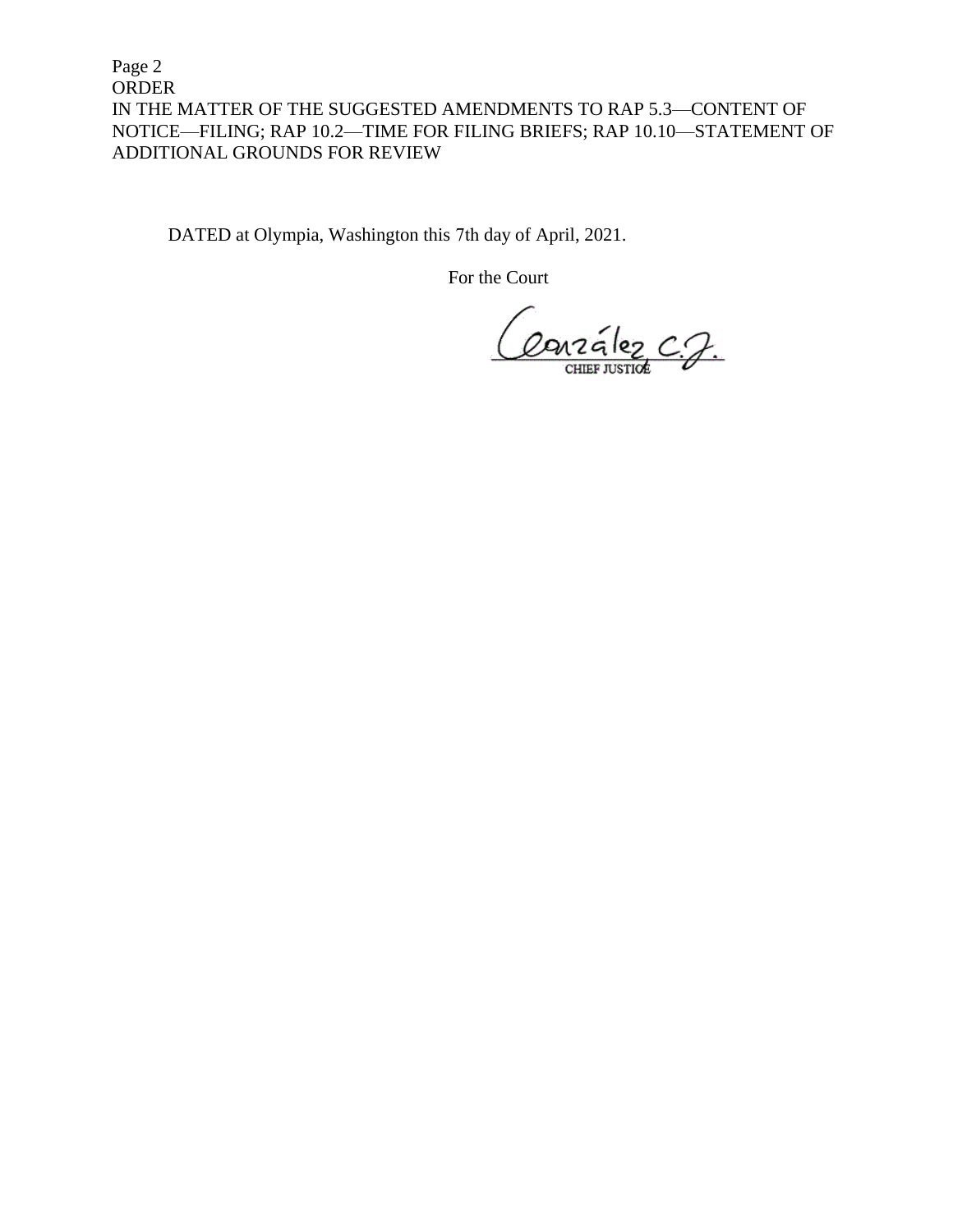DATED at Olympia, Washington this 7th day of April, 2021.

For the Court

González C.J.

CHIEF JUSTICE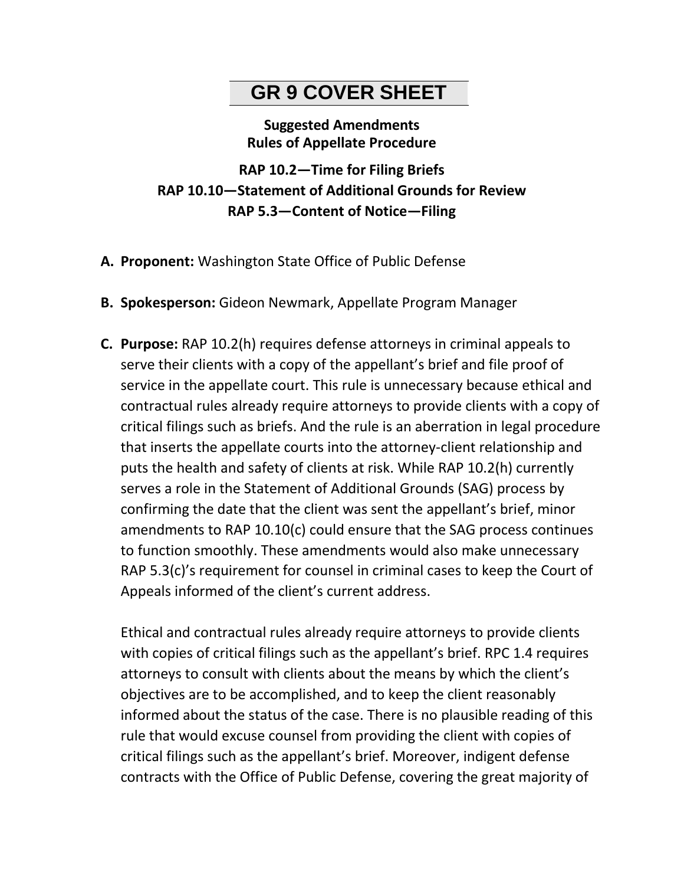# GR 9 COVER SHEET

**Suggested Amendments**
**Rules of Appellate Procedure**

**RAP 10.2—Time for Filing Briefs**
**RAP 10.10—Statement of Additional Grounds for Review**
**RAP 5.3—Content of Notice—Filing**

**A. Proponent:** Washington State Office of Public Defense

**B. Spokesperson:** Gideon Newmark, Appellate Program Manager

**C. Purpose:** RAP 10.2(h) requires defense attorneys in criminal appeals to serve their clients with a copy of the appellant's brief and file proof of service in the appellate court. This rule is unnecessary because ethical and contractual rules already require attorneys to provide clients with a copy of critical filings such as briefs. And the rule is an aberration in legal procedure that inserts the appellate courts into the attorney-client relationship and puts the health and safety of clients at risk. While RAP 10.2(h) currently serves a role in the Statement of Additional Grounds (SAG) process by confirming the date that the client was sent the appellant's brief, minor amendments to RAP 10.10(c) could ensure that the SAG process continues to function smoothly. These amendments would also make unnecessary RAP 5.3(c)'s requirement for counsel in criminal cases to keep the Court of Appeals informed of the client's current address.

Ethical and contractual rules already require attorneys to provide clients with copies of critical filings such as the appellant's brief. RPC 1.4 requires attorneys to consult with clients about the means by which the client's objectives are to be accomplished, and to keep the client reasonably informed about the status of the case. There is no plausible reading of this rule that would excuse counsel from providing the client with copies of critical filings such as the appellant's brief. Moreover, indigent defense contracts with the Office of Public Defense, covering the great majority of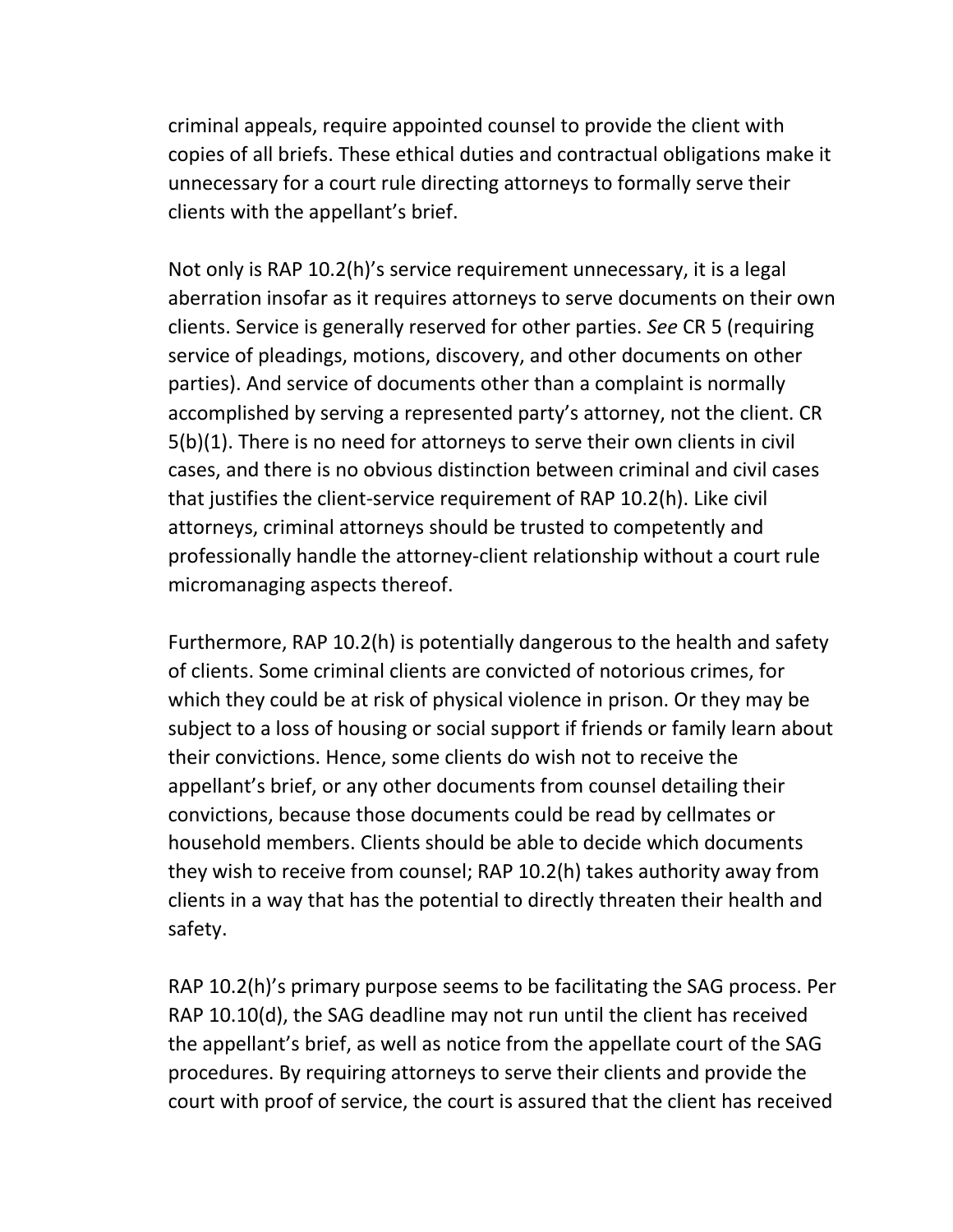criminal appeals, require appointed counsel to provide the client with copies of all briefs. These ethical duties and contractual obligations make it unnecessary for a court rule directing attorneys to formally serve their clients with the appellant's brief.

Not only is RAP 10.2(h)'s service requirement unnecessary, it is a legal aberration insofar as it requires attorneys to serve documents on their own clients. Service is generally reserved for other parties. *See* CR 5 (requiring service of pleadings, motions, discovery, and other documents on other parties). And service of documents other than a complaint is normally accomplished by serving a represented party's attorney, not the client. CR 5(b)(1). There is no need for attorneys to serve their own clients in civil cases, and there is no obvious distinction between criminal and civil cases that justifies the client-service requirement of RAP 10.2(h). Like civil attorneys, criminal attorneys should be trusted to competently and professionally handle the attorney-client relationship without a court rule micromanaging aspects thereof.

Furthermore, RAP 10.2(h) is potentially dangerous to the health and safety of clients. Some criminal clients are convicted of notorious crimes, for which they could be at risk of physical violence in prison. Or they may be subject to a loss of housing or social support if friends or family learn about their convictions. Hence, some clients do wish not to receive the appellant's brief, or any other documents from counsel detailing their convictions, because those documents could be read by cellmates or household members. Clients should be able to decide which documents they wish to receive from counsel; RAP 10.2(h) takes authority away from clients in a way that has the potential to directly threaten their health and safety.

RAP 10.2(h)'s primary purpose seems to be facilitating the SAG process. Per RAP 10.10(d), the SAG deadline may not run until the client has received the appellant's brief, as well as notice from the appellate court of the SAG procedures. By requiring attorneys to serve their clients and provide the court with proof of service, the court is assured that the client has received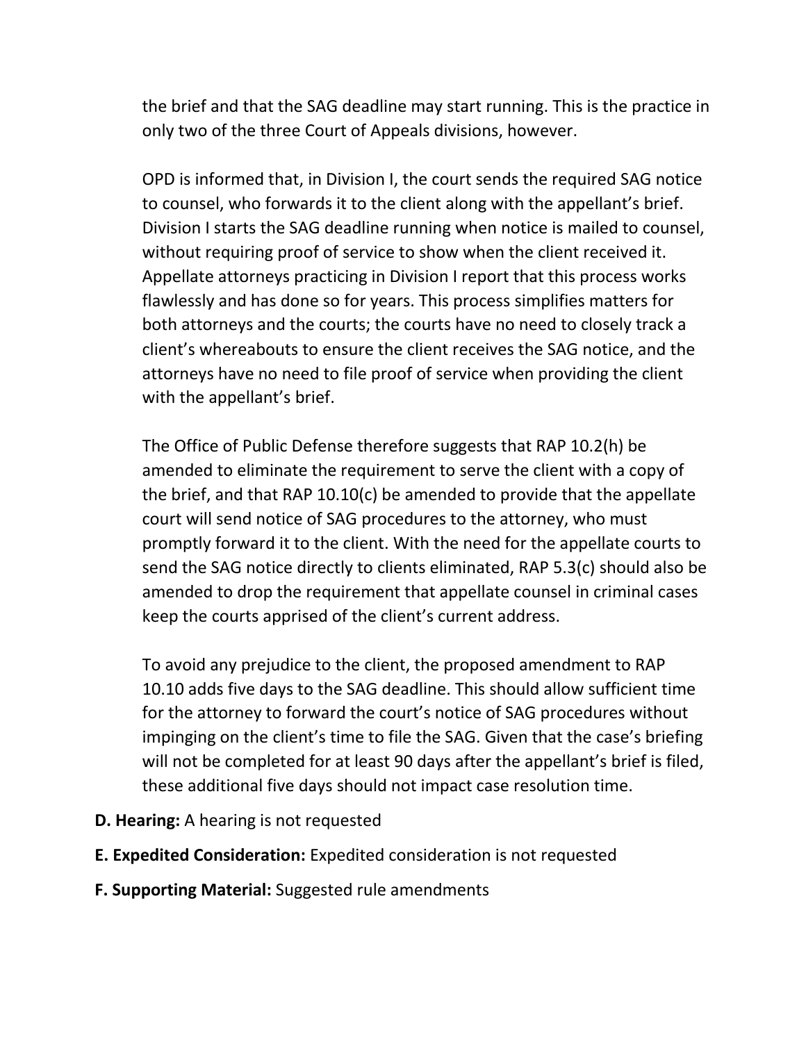the brief and that the SAG deadline may start running. This is the practice in only two of the three Court of Appeals divisions, however.

OPD is informed that, in Division I, the court sends the required SAG notice to counsel, who forwards it to the client along with the appellant's brief. Division I starts the SAG deadline running when notice is mailed to counsel, without requiring proof of service to show when the client received it. Appellate attorneys practicing in Division I report that this process works flawlessly and has done so for years. This process simplifies matters for both attorneys and the courts; the courts have no need to closely track a client's whereabouts to ensure the client receives the SAG notice, and the attorneys have no need to file proof of service when providing the client with the appellant's brief.

The Office of Public Defense therefore suggests that RAP 10.2(h) be amended to eliminate the requirement to serve the client with a copy of the brief, and that RAP 10.10(c) be amended to provide that the appellate court will send notice of SAG procedures to the attorney, who must promptly forward it to the client. With the need for the appellate courts to send the SAG notice directly to clients eliminated, RAP 5.3(c) should also be amended to drop the requirement that appellate counsel in criminal cases keep the courts apprised of the client's current address.

To avoid any prejudice to the client, the proposed amendment to RAP 10.10 adds five days to the SAG deadline. This should allow sufficient time for the attorney to forward the court's notice of SAG procedures without impinging on the client's time to file the SAG. Given that the case's briefing will not be completed for at least 90 days after the appellant's brief is filed, these additional five days should not impact case resolution time.

**D. Hearing:** A hearing is not requested

**E. Expedited Consideration:** Expedited consideration is not requested

**F. Supporting Material:** Suggested rule amendments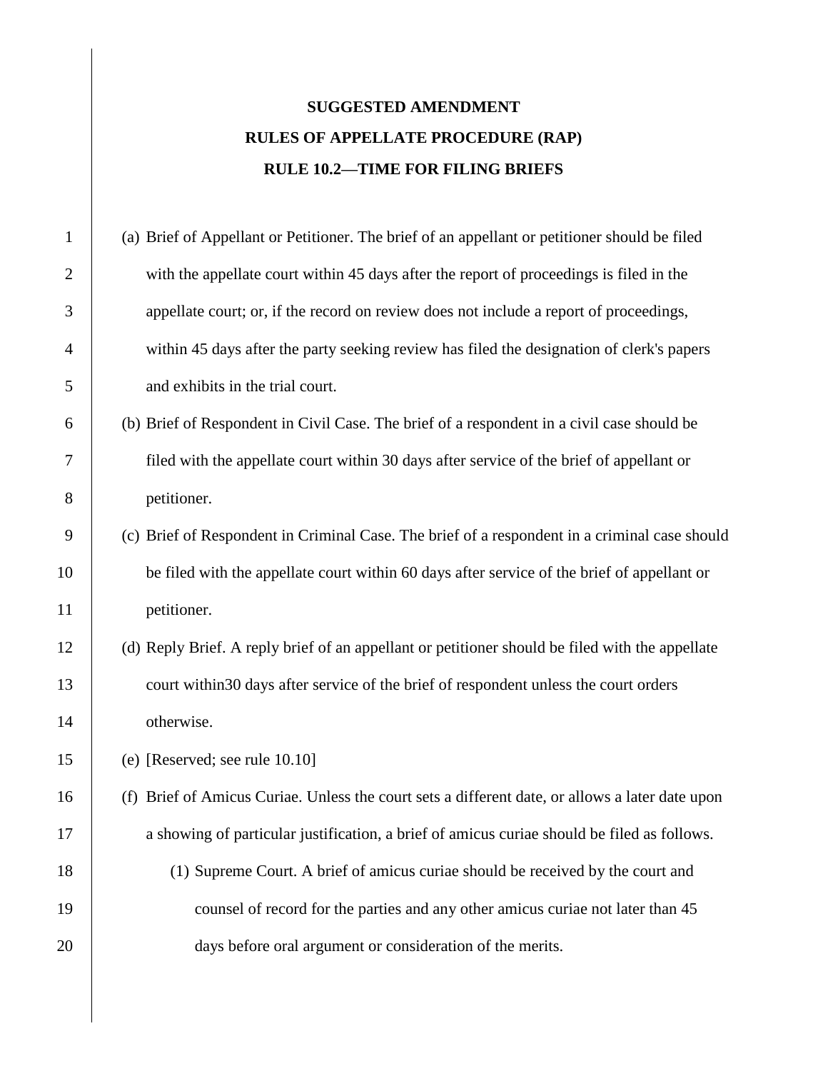**SUGGESTED AMENDMENT**

**RULES OF APPELLATE PROCEDURE (RAP)**

**RULE 10.2—TIME FOR FILING BRIEFS**

(a) Brief of Appellant or Petitioner. The brief of an appellant or petitioner should be filed with the appellate court within 45 days after the report of proceedings is filed in the appellate court; or, if the record on review does not include a report of proceedings, within 45 days after the party seeking review has filed the designation of clerk's papers and exhibits in the trial court.

(b) Brief of Respondent in Civil Case. The brief of a respondent in a civil case should be filed with the appellate court within 30 days after service of the brief of appellant or petitioner.

(c) Brief of Respondent in Criminal Case. The brief of a respondent in a criminal case should be filed with the appellate court within 60 days after service of the brief of appellant or petitioner.

(d) Reply Brief. A reply brief of an appellant or petitioner should be filed with the appellate court within30 days after service of the brief of respondent unless the court orders otherwise.

(e) [Reserved; see rule 10.10]

(f) Brief of Amicus Curiae. Unless the court sets a different date, or allows a later date upon a showing of particular justification, a brief of amicus curiae should be filed as follows.

  (1) Supreme Court. A brief of amicus curiae should be received by the court and counsel of record for the parties and any other amicus curiae not later than 45 days before oral argument or consideration of the merits.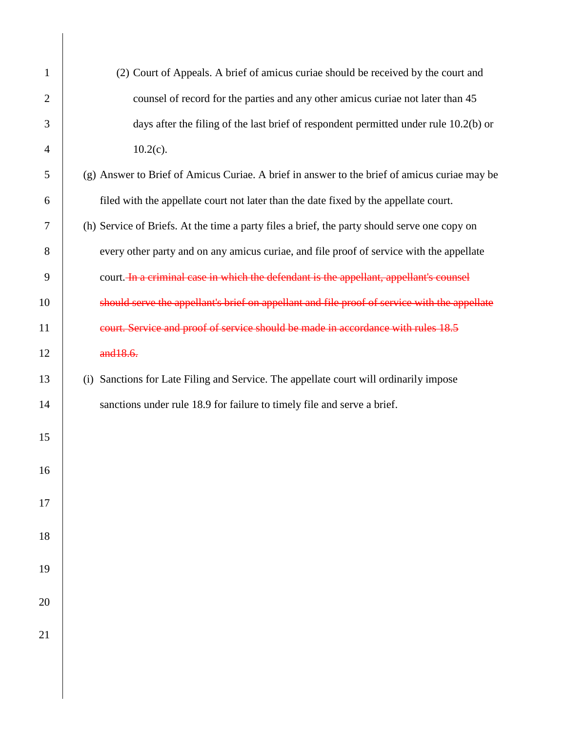(2) Court of Appeals. A brief of amicus curiae should be received by the court and counsel of record for the parties and any other amicus curiae not later than 45 days after the filing of the last brief of respondent permitted under rule 10.2(b) or 10.2(c).

(g) Answer to Brief of Amicus Curiae. A brief in answer to the brief of amicus curiae may be filed with the appellate court not later than the date fixed by the appellate court.

(h) Service of Briefs. At the time a party files a brief, the party should serve one copy on every other party and on any amicus curiae, and file proof of service with the appellate court. ~~In a criminal case in which the defendant is the appellant, appellant's counsel should serve the appellant's brief on appellant and file proof of service with the appellate court. Service and proof of service should be made in accordance with rules 18.5 and18.6.~~

(i) Sanctions for Late Filing and Service. The appellate court will ordinarily impose sanctions under rule 18.9 for failure to timely file and serve a brief.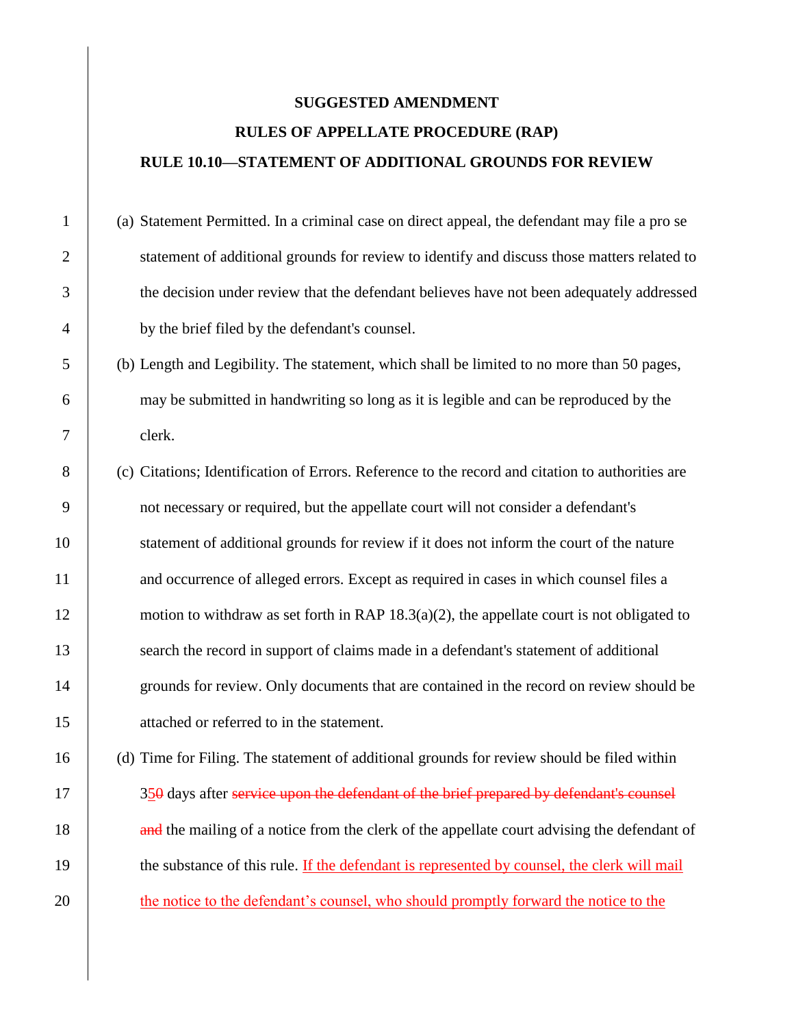**SUGGESTED AMENDMENT**

**RULES OF APPELLATE PROCEDURE (RAP)**

**RULE 10.10—STATEMENT OF ADDITIONAL GROUNDS FOR REVIEW**

(a) Statement Permitted. In a criminal case on direct appeal, the defendant may file a pro se statement of additional grounds for review to identify and discuss those matters related to the decision under review that the defendant believes have not been adequately addressed by the brief filed by the defendant's counsel.

(b) Length and Legibility. The statement, which shall be limited to no more than 50 pages, may be submitted in handwriting so long as it is legible and can be reproduced by the clerk.

(c) Citations; Identification of Errors. Reference to the record and citation to authorities are not necessary or required, but the appellate court will not consider a defendant's statement of additional grounds for review if it does not inform the court of the nature and occurrence of alleged errors. Except as required in cases in which counsel files a motion to withdraw as set forth in RAP 18.3(a)(2), the appellate court is not obligated to search the record in support of claims made in a defendant's statement of additional grounds for review. Only documents that are contained in the record on review should be attached or referred to in the statement.

(d) Time for Filing. The statement of additional grounds for review should be filed within 3<u>5</u>~~0~~ days after ~~service upon the defendant of the brief prepared by defendant's counsel and~~ the mailing of a notice from the clerk of the appellate court advising the defendant of the substance of this rule. <u>If the defendant is represented by counsel, the clerk will mail the notice to the defendant's counsel, who should promptly forward the notice to the</u>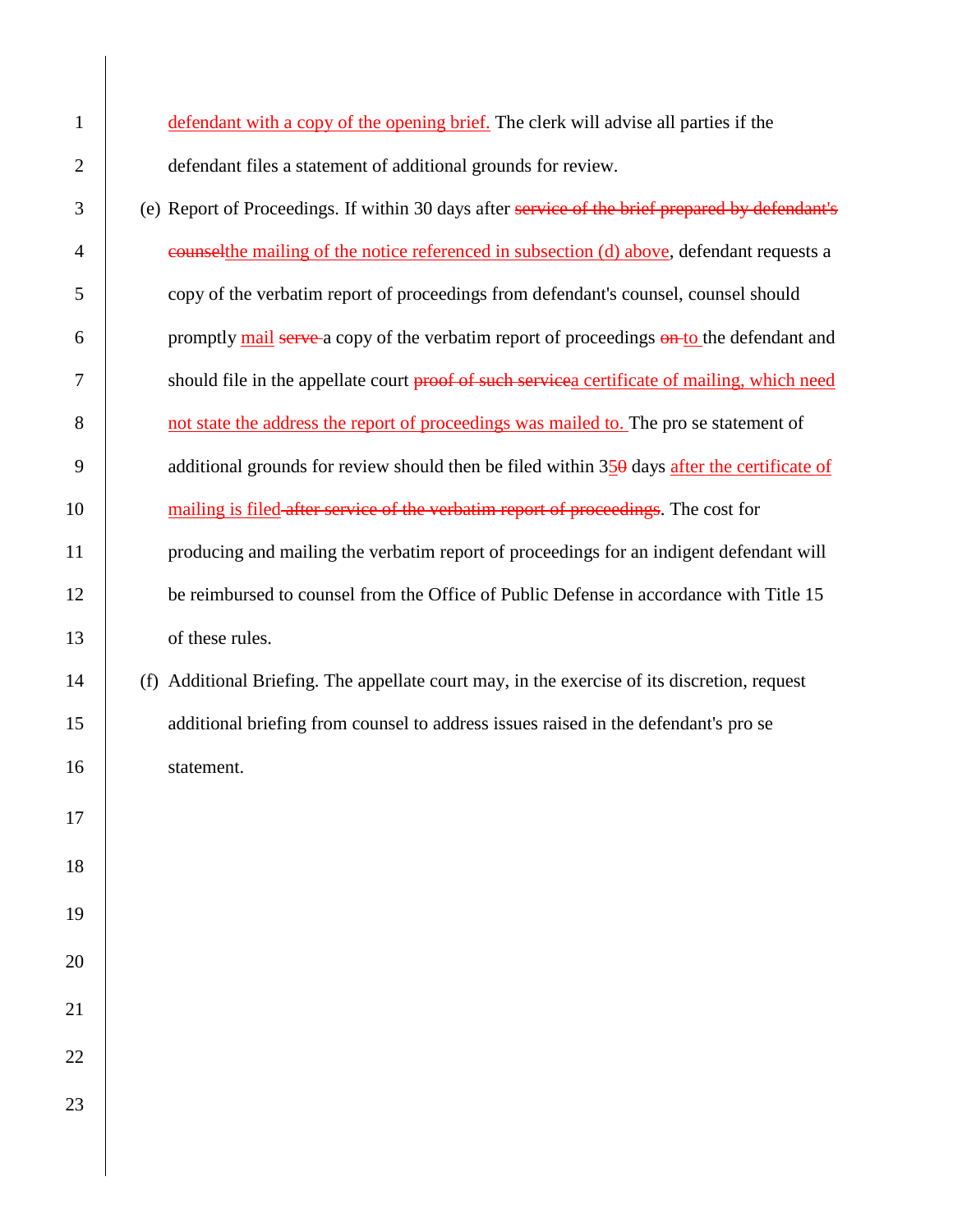defendant with a copy of the opening brief. The clerk will advise all parties if the defendant files a statement of additional grounds for review.

(e) Report of Proceedings. If within 30 days after ~~service of the brief prepared by defendant's counsel~~the mailing of the notice referenced in subsection (d) above, defendant requests a copy of the verbatim report of proceedings from defendant's counsel, counsel should promptly mail ~~serve~~ a copy of the verbatim report of proceedings ~~on~~ to the defendant and should file in the appellate court ~~proof of such service~~a certificate of mailing, which need not state the address the report of proceedings was mailed to. The pro se statement of additional grounds for review should then be filed within 35~~0~~ days after the certificate of mailing is filed ~~after service of the verbatim report of proceedings~~. The cost for producing and mailing the verbatim report of proceedings for an indigent defendant will be reimbursed to counsel from the Office of Public Defense in accordance with Title 15 of these rules.

(f) Additional Briefing. The appellate court may, in the exercise of its discretion, request additional briefing from counsel to address issues raised in the defendant's pro se statement.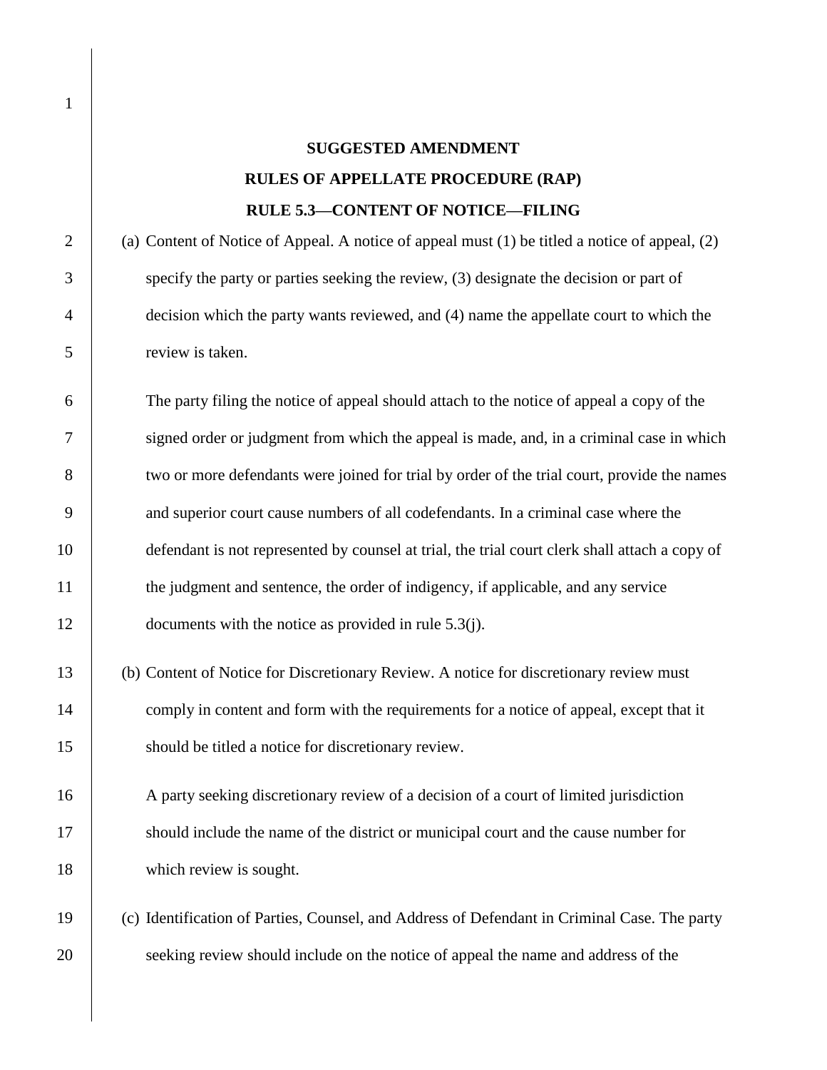**SUGGESTED AMENDMENT**

**RULES OF APPELLATE PROCEDURE (RAP)**

**RULE 5.3—CONTENT OF NOTICE—FILING**

(a) Content of Notice of Appeal. A notice of appeal must (1) be titled a notice of appeal, (2) specify the party or parties seeking the review, (3) designate the decision or part of decision which the party wants reviewed, and (4) name the appellate court to which the review is taken.

The party filing the notice of appeal should attach to the notice of appeal a copy of the signed order or judgment from which the appeal is made, and, in a criminal case in which two or more defendants were joined for trial by order of the trial court, provide the names and superior court cause numbers of all codefendants. In a criminal case where the defendant is not represented by counsel at trial, the trial court clerk shall attach a copy of the judgment and sentence, the order of indigency, if applicable, and any service documents with the notice as provided in rule 5.3(j).

(b) Content of Notice for Discretionary Review. A notice for discretionary review must comply in content and form with the requirements for a notice of appeal, except that it should be titled a notice for discretionary review.

A party seeking discretionary review of a decision of a court of limited jurisdiction should include the name of the district or municipal court and the cause number for which review is sought.

(c) Identification of Parties, Counsel, and Address of Defendant in Criminal Case. The party seeking review should include on the notice of appeal the name and address of the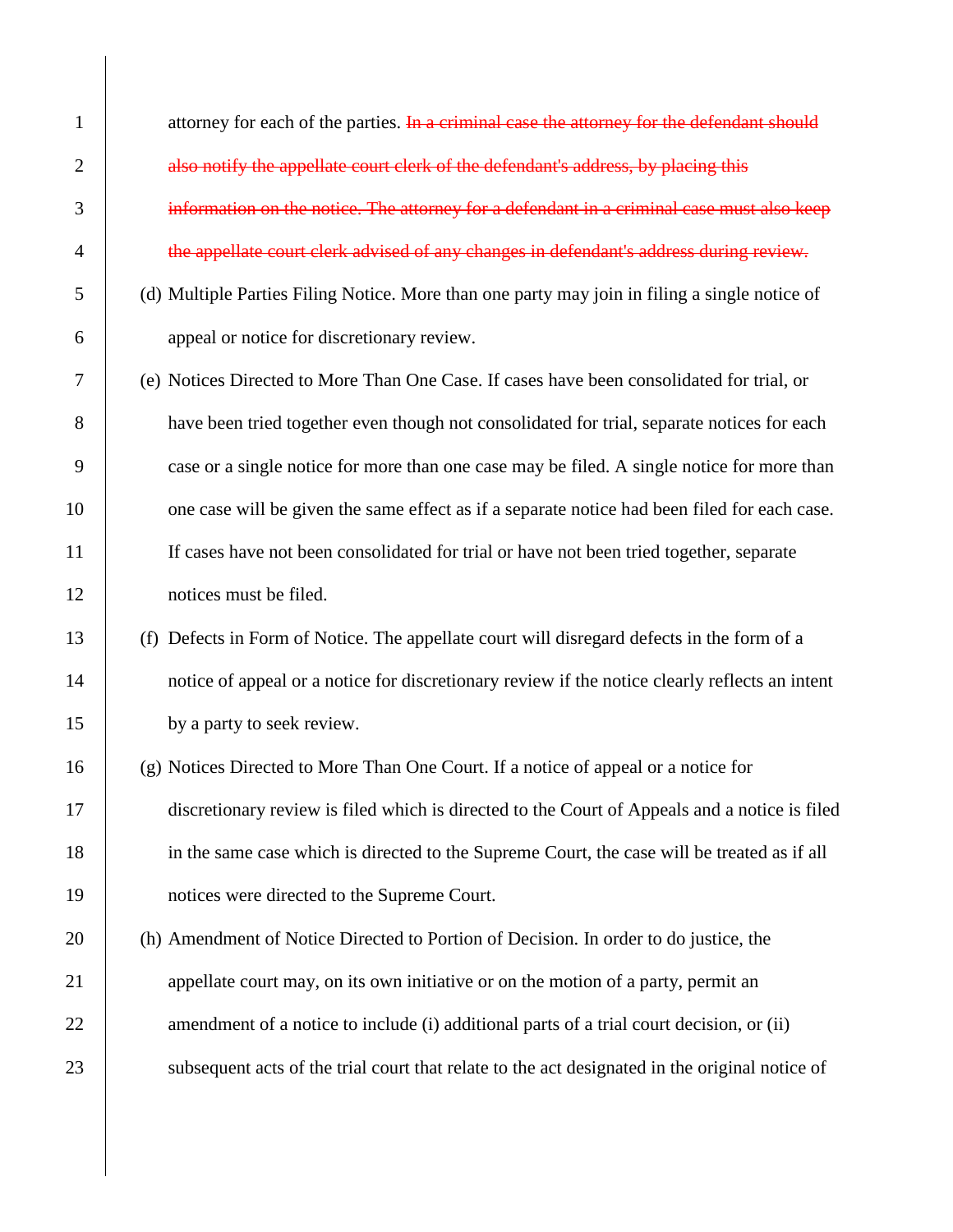attorney for each of the parties. ~~In a criminal case the attorney for the defendant should also notify the appellate court clerk of the defendant's address, by placing this information on the notice. The attorney for a defendant in a criminal case must also keep the appellate court clerk advised of any changes in defendant's address during review.~~

(d) Multiple Parties Filing Notice. More than one party may join in filing a single notice of appeal or notice for discretionary review.

(e) Notices Directed to More Than One Case. If cases have been consolidated for trial, or have been tried together even though not consolidated for trial, separate notices for each case or a single notice for more than one case may be filed. A single notice for more than one case will be given the same effect as if a separate notice had been filed for each case. If cases have not been consolidated for trial or have not been tried together, separate notices must be filed.

(f) Defects in Form of Notice. The appellate court will disregard defects in the form of a notice of appeal or a notice for discretionary review if the notice clearly reflects an intent by a party to seek review.

(g) Notices Directed to More Than One Court. If a notice of appeal or a notice for discretionary review is filed which is directed to the Court of Appeals and a notice is filed in the same case which is directed to the Supreme Court, the case will be treated as if all notices were directed to the Supreme Court.

(h) Amendment of Notice Directed to Portion of Decision. In order to do justice, the appellate court may, on its own initiative or on the motion of a party, permit an amendment of a notice to include (i) additional parts of a trial court decision, or (ii) subsequent acts of the trial court that relate to the act designated in the original notice of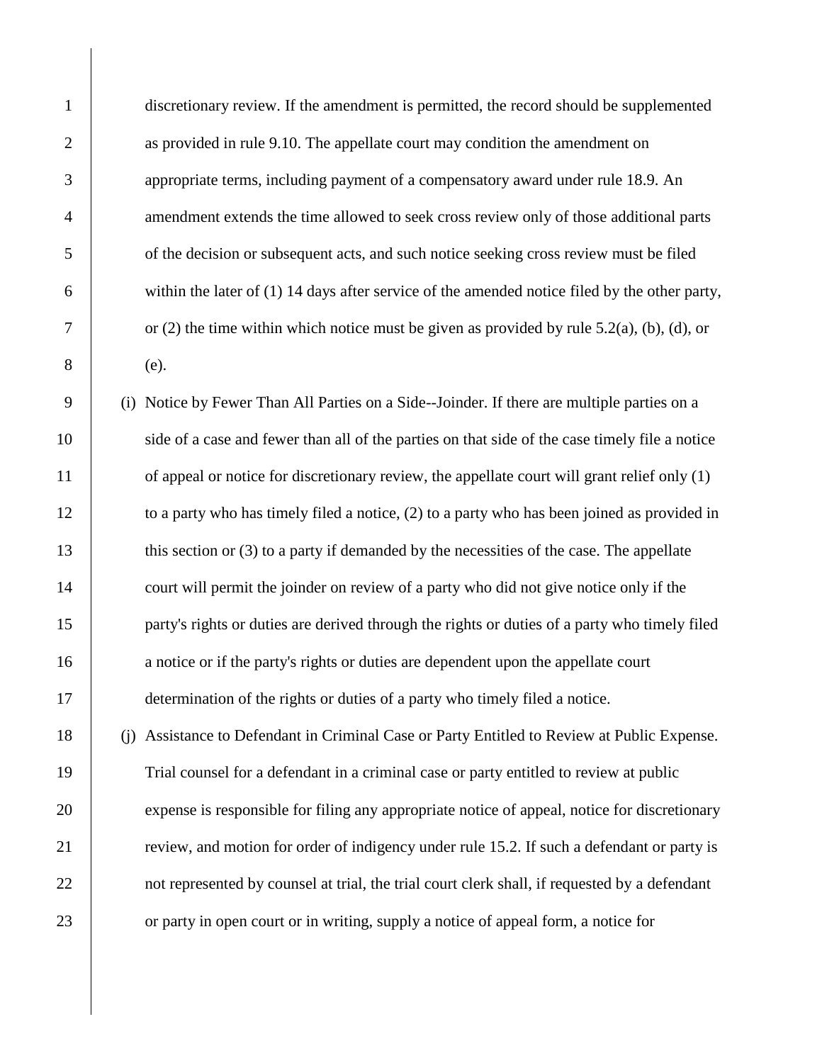discretionary review. If the amendment is permitted, the record should be supplemented as provided in rule 9.10. The appellate court may condition the amendment on appropriate terms, including payment of a compensatory award under rule 18.9. An amendment extends the time allowed to seek cross review only of those additional parts of the decision or subsequent acts, and such notice seeking cross review must be filed within the later of (1) 14 days after service of the amended notice filed by the other party, or (2) the time within which notice must be given as provided by rule 5.2(a), (b), (d), or (e).

(i) Notice by Fewer Than All Parties on a Side--Joinder. If there are multiple parties on a side of a case and fewer than all of the parties on that side of the case timely file a notice of appeal or notice for discretionary review, the appellate court will grant relief only (1) to a party who has timely filed a notice, (2) to a party who has been joined as provided in this section or (3) to a party if demanded by the necessities of the case. The appellate court will permit the joinder on review of a party who did not give notice only if the party's rights or duties are derived through the rights or duties of a party who timely filed a notice or if the party's rights or duties are dependent upon the appellate court determination of the rights or duties of a party who timely filed a notice.

(j) Assistance to Defendant in Criminal Case or Party Entitled to Review at Public Expense. Trial counsel for a defendant in a criminal case or party entitled to review at public expense is responsible for filing any appropriate notice of appeal, notice for discretionary review, and motion for order of indigency under rule 15.2. If such a defendant or party is not represented by counsel at trial, the trial court clerk shall, if requested by a defendant or party in open court or in writing, supply a notice of appeal form, a notice for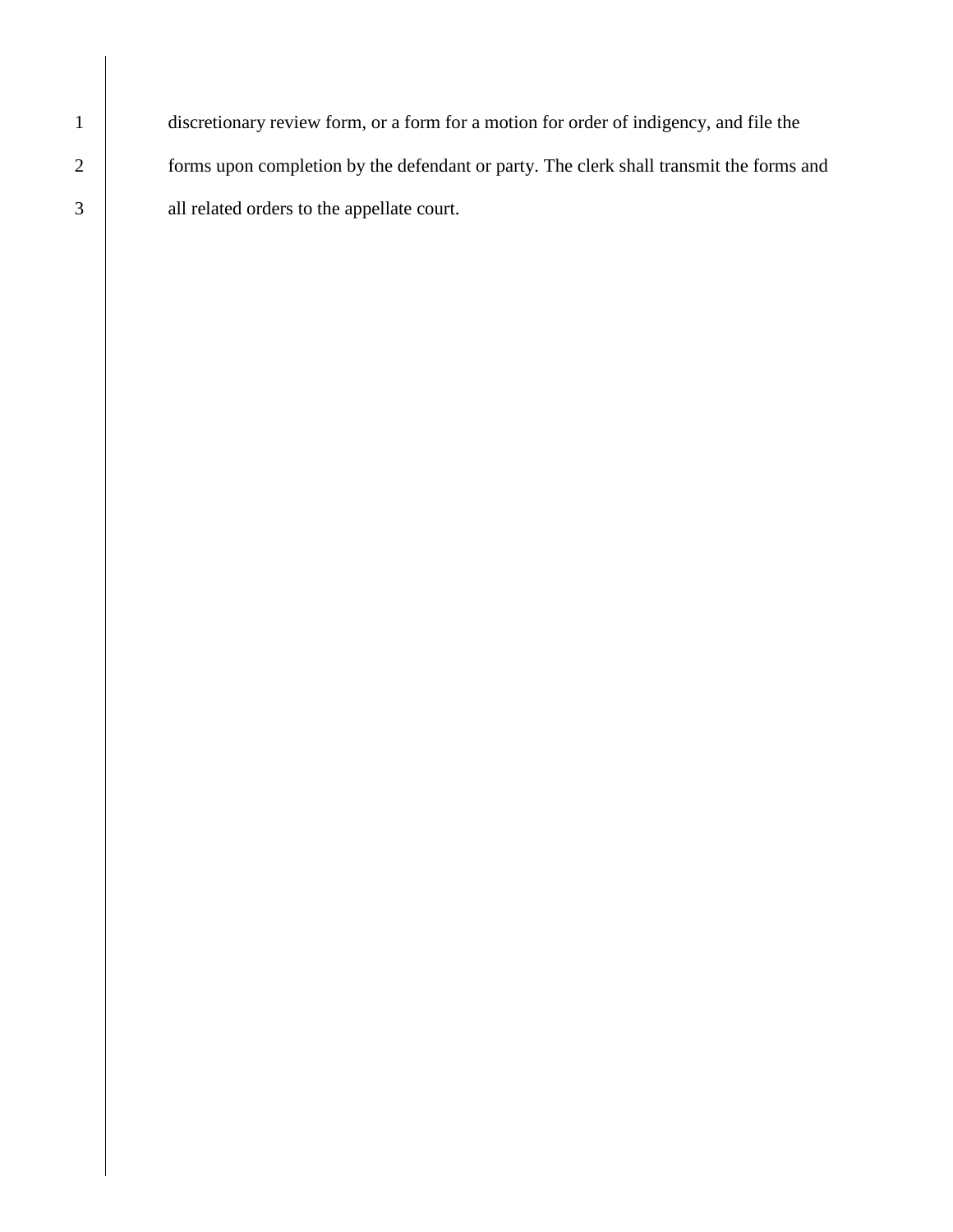discretionary review form, or a form for a motion for order of indigency, and file the forms upon completion by the defendant or party. The clerk shall transmit the forms and all related orders to the appellate court.